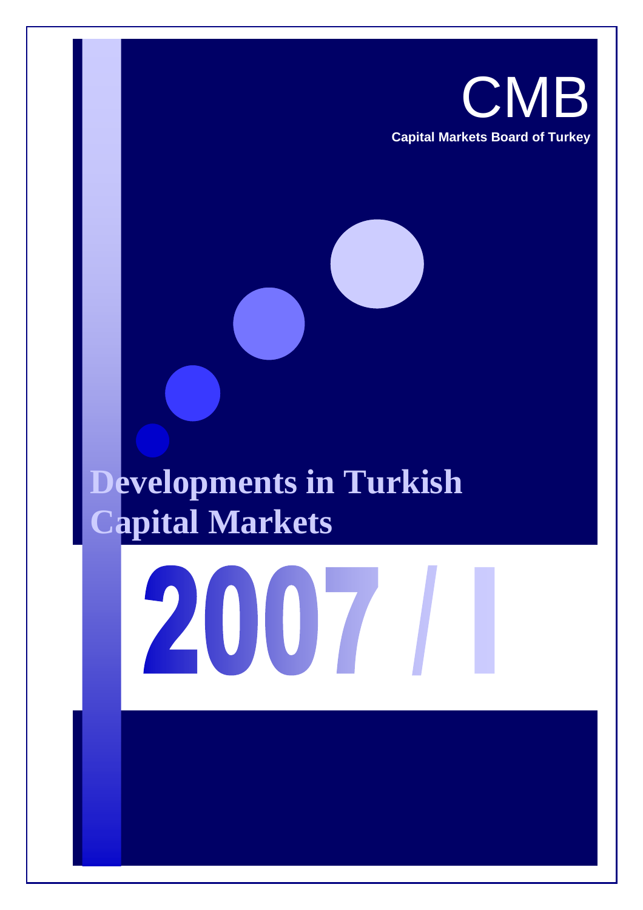CMB

**Capital Markets Board of Turkey**

# Developments in Turkish Capital Markets

# 2007 / I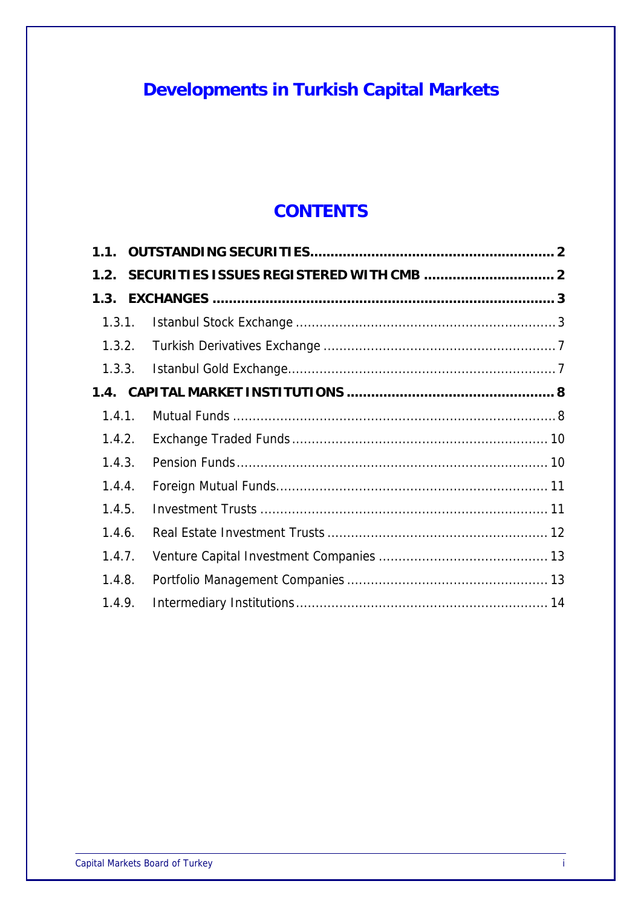# Developments in Turkish Capital Markets

## CONTENTS

**1.1. OUTSTANDING SECURITIES .......... 2**

**1.2. SECURITIES ISSUES REGISTERED WITH CMB .......... 2**

**1.3. EXCHANGES .......... 3**

- 1.3.1. Istanbul Stock Exchange .......... 3
- 1.3.2. Turkish Derivatives Exchange .......... 7
- 1.3.3. Istanbul Gold Exchange .......... 7

**1.4. CAPITAL MARKET INSTITUTIONS .......... 8**

- 1.4.1. Mutual Funds .......... 8
- 1.4.2. Exchange Traded Funds .......... 10
- 1.4.3. Pension Funds .......... 10
- 1.4.4. Foreign Mutual Funds .......... 11
- 1.4.5. Investment Trusts .......... 11
- 1.4.6. Real Estate Investment Trusts .......... 12
- 1.4.7. Venture Capital Investment Companies .......... 13
- 1.4.8. Portfolio Management Companies .......... 13
- 1.4.9. Intermediary Institutions .......... 14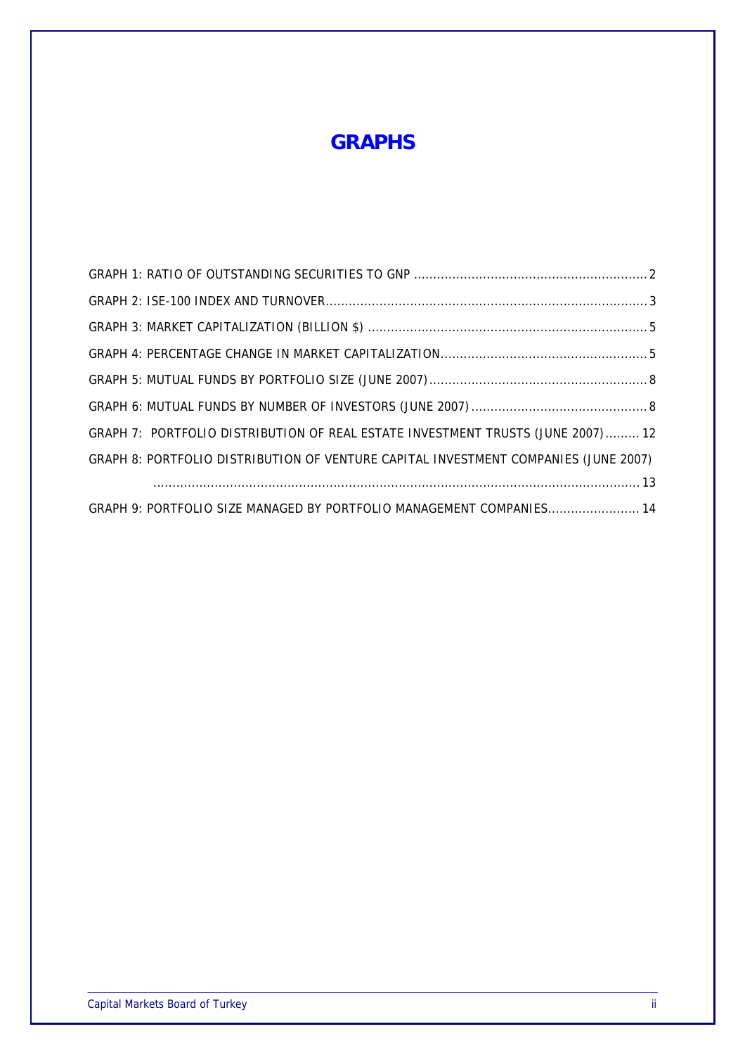# GRAPHS

GRAPH 1: RATIO OF OUTSTANDING SECURITIES TO GNP ............................................................. 2

GRAPH 2: ISE-100 INDEX AND TURNOVER.................................................................................... 3

GRAPH 3: MARKET CAPITALIZATION (BILLION $) ......................................................................... 5

GRAPH 4: PERCENTAGE CHANGE IN MARKET CAPITALIZATION...................................................... 5

GRAPH 5: MUTUAL FUNDS BY PORTFOLIO SIZE (JUNE 2007)......................................................... 8

GRAPH 6: MUTUAL FUNDS BY NUMBER OF INVESTORS (JUNE 2007)............................................... 8

GRAPH 7: PORTFOLIO DISTRIBUTION OF REAL ESTATE INVESTMENT TRUSTS (JUNE 2007)......... 12

GRAPH 8: PORTFOLIO DISTRIBUTION OF VENTURE CAPITAL INVESTMENT COMPANIES (JUNE 2007) .............................................................................................................................. 13

GRAPH 9: PORTFOLIO SIZE MANAGED BY PORTFOLIO MANAGEMENT COMPANIES........................ 14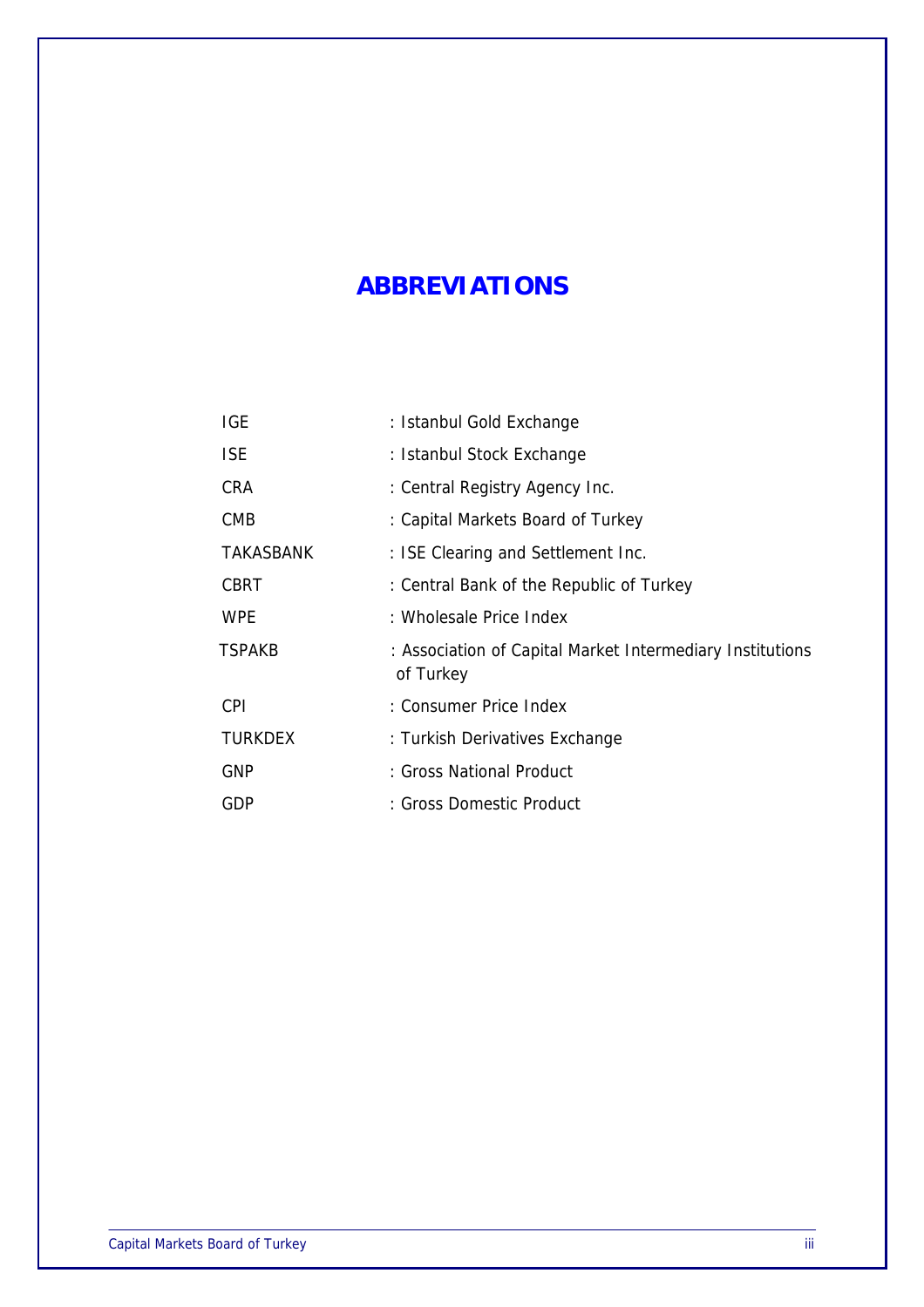# ABBREVIATIONS

| | |
|---|---|
| IGE | : Istanbul Gold Exchange |
| ISE | : Istanbul Stock Exchange |
| CRA | : Central Registry Agency Inc. |
| CMB | : Capital Markets Board of Turkey |
| TAKASBANK | : ISE Clearing and Settlement Inc. |
| CBRT | : Central Bank of the Republic of Turkey |
| WPE | : Wholesale Price Index |
| TSPAKB | : Association of Capital Market Intermediary Institutions of Turkey |
| CPI | : Consumer Price Index |
| TURKDEX | : Turkish Derivatives Exchange |
| GNP | : Gross National Product |
| GDP | : Gross Domestic Product |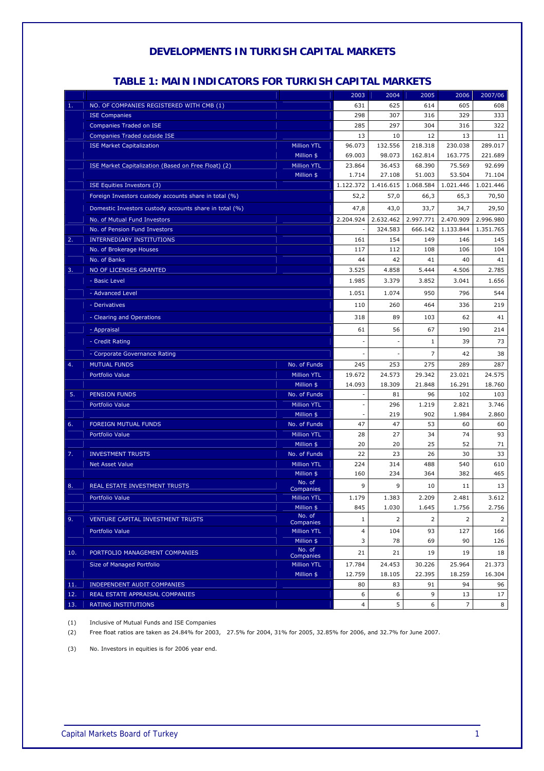# DEVELOPMENTS IN TURKISH CAPITAL MARKETS

## TABLE 1: MAIN INDICATORS FOR TURKISH CAPITAL MARKETS

| | | | 2003 | 2004 | 2005 | 2006 | 2007/06 |
|---|---|---|---|---|---|---|---|
| 1. | NO. OF COMPANIES REGISTERED WITH CMB (1) | | 631 | 625 | 614 | 605 | 608 |
| | ISE Companies | | 298 | 307 | 316 | 329 | 333 |
| | Companies Traded on ISE | | 285 | 297 | 304 | 316 | 322 |
| | Companies Traded outside ISE | | 13 | 10 | 12 | 13 | 11 |
| | ISE Market Capitalization | Million YTL | 96.073 | 132.556 | 218.318 | 230.038 | 289.017 |
| | | Million $ | 69.003 | 98.073 | 162.814 | 163.775 | 221.689 |
| | ISE Market Capitalization (Based on Free Float) (2) | Million YTL | 23.864 | 36.453 | 68.390 | 75.569 | 92.699 |
| | | Million $ | 1.714 | 27.108 | 51.003 | 53.504 | 71.104 |
| | ISE Equities Investors (3) | | 1.122.372 | 1.416.615 | 1.068.584 | 1.021.446 | 1.021.446 |
| | Foreign Investors custody accounts share in total (%) | | 52,2 | 57,0 | 66,3 | 65,3 | 70,50 |
| | Domestic Investors custody accounts share in total (%) | | 47,8 | 43,0 | 33,7 | 34,7 | 29,50 |
| | No. of Mutual Fund Investors | | 2.204.924 | 2.632.462 | 2.997.771 | 2.470.909 | 2.996.980 |
| | No. of Pension Fund Investors | | - | 324.583 | 666.142 | 1.133.844 | 1.351.765 |
| 2. | INTERNEDIARY INSTITUTIONS | | 161 | 154 | 149 | 146 | 145 |
| | No. of Brokerage Houses | | 117 | 112 | 108 | 106 | 104 |
| | No. of Banks | | 44 | 42 | 41 | 40 | 41 |
| 3. | NO OF LICENSES GRANTED | | 3.525 | 4.858 | 5.444 | 4.506 | 2.785 |
| | - Basic Level | | 1.985 | 3.379 | 3.852 | 3.041 | 1.656 |
| | - Advanced Level | | 1.051 | 1.074 | 950 | 796 | 544 |
| | - Derivatives | | 110 | 260 | 464 | 336 | 219 |
| | - Clearing and Operations | | 318 | 89 | 103 | 62 | 41 |
| | - Appraisal | | 61 | 56 | 67 | 190 | 214 |
| | - Credit Rating | | - | - | 1 | 39 | 73 |
| | - Corporate Governance Rating | | - | - | 7 | 42 | 38 |
| 4. | MUTUAL FUNDS | No. of Funds | 245 | 253 | 275 | 289 | 287 |
| | Portfolio Value | Million YTL | 19.672 | 24.573 | 29.342 | 23.021 | 24.575 |
| | | Million $ | 14.093 | 18.309 | 21.848 | 16.291 | 18.760 |
| 5. | PENSION FUNDS | No. of Funds | - | 81 | 96 | 102 | 103 |
| | Portfolio Value | Million YTL | - | 296 | 1.219 | 2.821 | 3.746 |
| | | Million $ | - | 219 | 902 | 1.984 | 2.860 |
| 6. | FOREIGN MUTUAL FUNDS | No. of Funds | 47 | 47 | 53 | 60 | 60 |
| | Portfolio Value | Million YTL | 28 | 27 | 34 | 74 | 93 |
| | | Million $ | 20 | 20 | 25 | 52 | 71 |
| 7. | INVESTMENT TRUSTS | No. of Funds | 22 | 23 | 26 | 30 | 33 |
| | Net Asset Value | Million YTL | 224 | 314 | 488 | 540 | 610 |
| | | Million $ | 160 | 234 | 364 | 382 | 465 |
| 8. | REAL ESTATE INVESTMENT TRUSTS | No. of Companies | 9 | 9 | 10 | 11 | 13 |
| | Portfolio Value | Million YTL | 1.179 | 1.383 | 2.209 | 2.481 | 3.612 |
| | | Million $ | 845 | 1.030 | 1.645 | 1.756 | 2.756 |
| 9. | VENTURE CAPITAL INVESTMENT TRUSTS | No. of Companies | 1 | 2 | 2 | 2 | 2 |
| | Portfolio Value | Million YTL | 4 | 104 | 93 | 127 | 166 |
| | | Million $ | 3 | 78 | 69 | 90 | 126 |
| 10. | PORTFOLIO MANAGEMENT COMPANIES | No. of Companies | 21 | 21 | 19 | 19 | 18 |
| | Size of Managed Portfolio | Million YTL | 17.784 | 24.453 | 30.226 | 25.964 | 21.373 |
| | | Million $ | 12.759 | 18.105 | 22.395 | 18.259 | 16.304 |
| 11. | INDEPENDENT AUDIT COMPANIES | | 80 | 83 | 91 | 94 | 96 |
| 12. | REAL ESTATE APPRAISAL COMPANIES | | 6 | 6 | 9 | 13 | 17 |
| 13. | RATING INSTITUTIONS | | 4 | 5 | 6 | 7 | 8 |

(1) Inclusive of Mutual Funds and ISE Companies

(2) Free float ratios are taken as 24.84% for 2003, 27.5% for 2004, 31% for 2005, 32.85% for 2006, and 32.7% for June 2007.

(3) No. Investors in equities is for 2006 year end.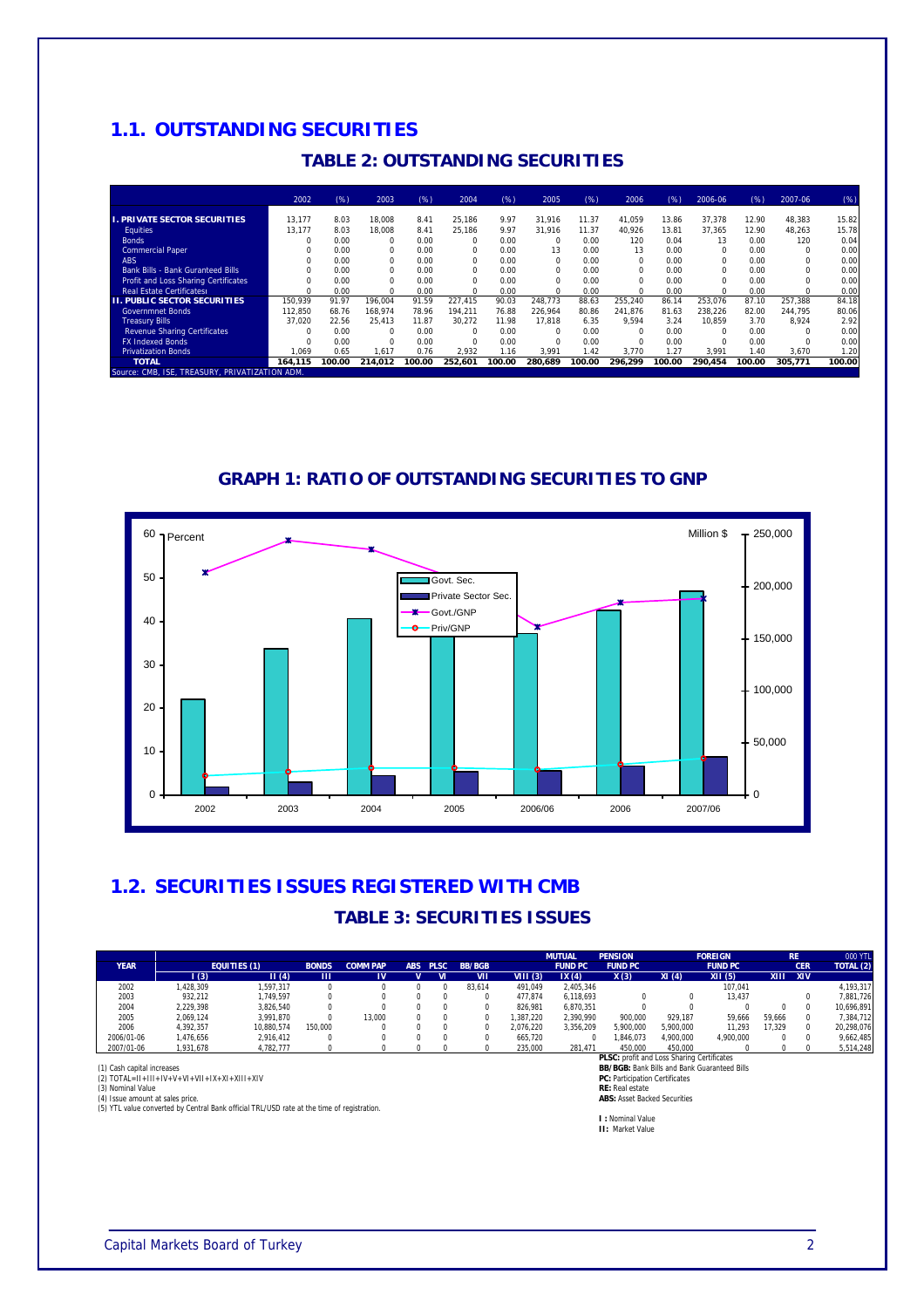## 1.1. OUTSTANDING SECURITIES

### TABLE 2: OUTSTANDING SECURITIES

| | 2002 | (%) | 2003 | (%) | 2004 | (%) | 2005 | (%) | 2006 | (%) | 2006-06 | (%) | 2007-06 | (%) |
|---|---|---|---|---|---|---|---|---|---|---|---|---|---|---|
| **I. PRIVATE SECTOR SECURITIES** | 13,177 | 8.03 | 18,008 | 8.41 | 25,186 | 9.97 | 31,916 | 11.37 | 41,059 | 13.86 | 37,378 | 12.90 | 48,383 | 15.82 |
| Equities | 13,177 | 8.03 | 18,008 | 8.41 | 25,186 | 9.97 | 31,916 | 11.37 | 40,926 | 13.81 | 37,365 | 12.90 | 48,263 | 15.78 |
| Bonds | 0 | 0.00 | 0 | 0.00 | 0 | 0.00 | 0 | 0.00 | 120 | 0.04 | 13 | 0.00 | 120 | 0.04 |
| Commercial Paper | 0 | 0.00 | 0 | 0.00 | 0 | 0.00 | 13 | 0.00 | 13 | 0.00 | 0 | 0.00 | 0 | 0.00 |
| ABS | 0 | 0.00 | 0 | 0.00 | 0 | 0.00 | 0 | 0.00 | 0 | 0.00 | 0 | 0.00 | 0 | 0.00 |
| Bank Bills - Bank Guranteed Bills | 0 | 0.00 | 0 | 0.00 | 0 | 0.00 | 0 | 0.00 | 0 | 0.00 | 0 | 0.00 | 0 | 0.00 |
| Profit and Loss Sharing Certificates | 0 | 0.00 | 0 | 0.00 | 0 | 0.00 | 0 | 0.00 | 0 | 0.00 | 0 | 0.00 | 0 | 0.00 |
| Real Estate Certificatesı | 0 | 0.00 | 0 | 0.00 | 0 | 0.00 | 0 | 0.00 | 0 | 0.00 | 0 | 0.00 | 0 | 0.00 |
| **II. PUBLIC SECTOR SECURITIES** | 150,939 | 91.97 | 196,004 | 91.59 | 227,415 | 90.03 | 248,773 | 88.63 | 255,240 | 86.14 | 253,076 | 87.10 | 257,388 | 84.18 |
| Governmnet Bonds | 112,850 | 68.76 | 168,974 | 78.96 | 194,211 | 76.88 | 226,964 | 80.86 | 241,876 | 81.63 | 238,226 | 82.00 | 244,795 | 80.06 |
| Treasury Bills | 37,020 | 22.56 | 25,413 | 11.87 | 30,272 | 11.98 | 17,818 | 6.35 | 9,594 | 3.24 | 10,859 | 3.70 | 8,924 | 2.92 |
| Revenue Sharing Certificates | 0 | 0.00 | 0 | 0.00 | 0 | 0.00 | 0 | 0.00 | 0 | 0.00 | 0 | 0.00 | 0 | 0.00 |
| FX Indexed Bonds | 0 | 0.00 | 0 | 0.00 | 0 | 0.00 | 0 | 0.00 | 0 | 0.00 | 0 | 0.00 | 0 | 0.00 |
| Privatization Bonds | 1,069 | 0.65 | 1,617 | 0.76 | 2,932 | 1.16 | 3,991 | 1.42 | 3,770 | 1.27 | 3,991 | 1.40 | 3,670 | 1.20 |
| **TOTAL** | **164,115** | **100.00** | **214,012** | **100.00** | **252,601** | **100.00** | **280,689** | **100.00** | **296,299** | **100.00** | **290,454** | **100.00** | **305,771** | **100.00** |

Source: CMB, ISE, TREASURY, PRIVATIZATION ADM.

### GRAPH 1: RATIO OF OUTSTANDING SECURITIES TO GNP

## 1.2. SECURITIES ISSUES REGISTERED WITH CMB

### TABLE 3: SECURITIES ISSUES

| YEAR | EQUITIES (1) | | BONDS | COMM PAP | ABS | PLSC | BB/BGB | MUTUAL FUND PC | | PENSION FUND PC | | FOREIGN FUND PC | RE | CER | 000 YTL TOTAL (2) |
|---|---|---|---|---|---|---|---|---|---|---|---|---|---|---|---|
| | I (3) | II (4) | III | IV | V | VI | VII | VIII (3) | IX (4) | X (3) | XI (4) | XII (5) | XIII | XIV | |
| 2002 | 1,428,309 | 1,597,317 | 0 | 0 | 0 | 0 | 83,614 | 491,049 | 2,405,346 | | | 107,041 | | | 4,193,317 |
| 2003 | 932,212 | 1,749,597 | 0 | 0 | 0 | 0 | 0 | 477,874 | 6,118,693 | 0 | 0 | 13,437 | | 0 | 7,881,726 |
| 2004 | 2,229,398 | 3,826,540 | 0 | 0 | 0 | 0 | 0 | 826,981 | 6,870,351 | 0 | 0 | 0 | 0 | 0 | 10,696,891 |
| 2005 | 2,069,124 | 3,991,870 | 0 | 13,000 | 0 | 0 | 0 | 1,387,220 | 2,390,990 | 900,000 | 929,187 | 59,666 | 59,666 | 0 | 7,384,712 |
| 2006 | 4,392,357 | 10,880,574 | 150,000 | 0 | 0 | 0 | 0 | 2,076,220 | 3,356,209 | 5,900,000 | 5,900,000 | 11,293 | 17,329 | 0 | 20,298,076 |
| 2006/01-06 | 1,476,656 | 2,916,412 | 0 | 0 | 0 | 0 | 0 | 665,720 | 0 | 1,846,073 | 4,900,000 | 4,900,000 | 0 | 0 | 9,662,485 |
| 2007/01-06 | 1,931,678 | 4,782,777 | 0 | 0 | 0 | 0 | 0 | 235,000 | 281,471 | 450,000 | 450,000 | 0 | 0 | 0 | 5,514,248 |

(1) Cash capital increases
(2) TOTAL=II+III+IV+V+VI+VII+IX+XI+XIII+XIV
(3) Nominal Value
(4) Issue amount at sales price.
(5) YTL value converted by Central Bank official TRL/USD rate at the time of registration.

**PLSC:** profit and Loss Sharing Certificates
**BB/BGB:** Bank Bills and Bank Guaranteed Bills
**PC:** Participation Certificates
**RE:** Real estate
**ABS:** Asset Backed Securities

**I :** Nominal Value
**II:** Market Value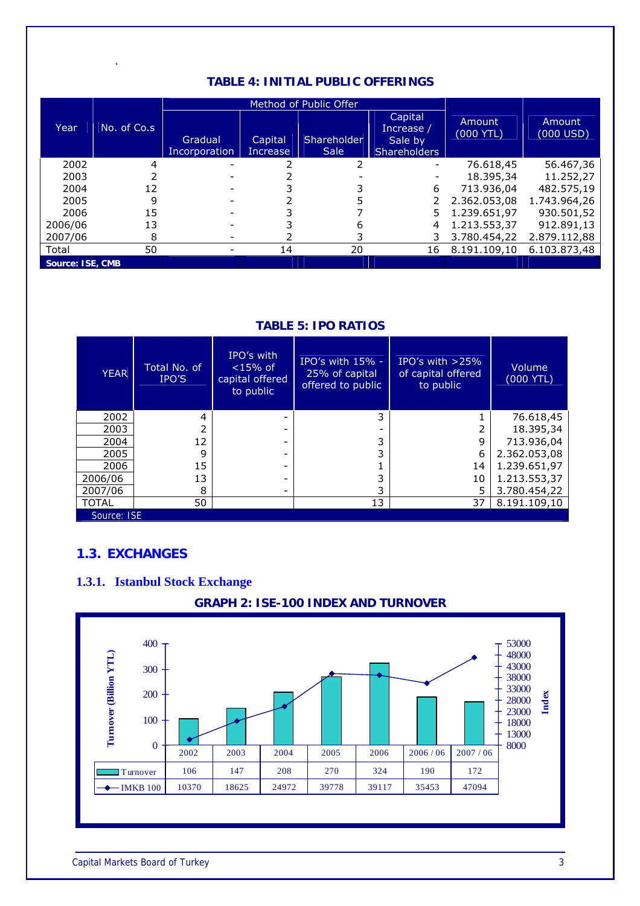**TABLE 4: INITIAL PUBLIC OFFERINGS**

| Year | No. of Co.s | Method of Public Offer | | | | Amount (000 YTL) | Amount (000 USD) |
|---|---|---|---|---|---|---|---|
| | | Gradual Incorporation | Capital Increase | Shareholder Sale | Capital Increase / Sale by Shareholders | | |
| 2002 | 4 | - | 2 | 2 | - | 76.618,45 | 56.467,36 |
| 2003 | 2 | - | 2 | - | - | 18.395,34 | 11.252,27 |
| 2004 | 12 | - | 3 | 3 | 6 | 713.936,04 | 482.575,19 |
| 2005 | 9 | - | 2 | 5 | 2 | 2.362.053,08 | 1.743.964,26 |
| 2006 | 15 | - | 3 | 7 | 5 | 1.239.651,97 | 930.501,52 |
| 2006/06 | 13 | - | 3 | 6 | 4 | 1.213.553,37 | 912.891,13 |
| 2007/06 | 8 | - | 2 | 3 | 3 | 3.780.454,22 | 2.879.112,88 |
| Total | 50 | - | 14 | 20 | 16 | 8.191.109,10 | 6.103.873,48 |

**Source: ISE, CMB**

**TABLE 5: IPO RATIOS**

| YEAR | Total No. of IPO'S | IPO's with <15% of capital offered to public | IPO's with 15% - 25% of capital offered to public | IPO's with >25% of capital offered to public | Volume (000 YTL) |
|---|---|---|---|---|---|
| 2002 | 4 | - | 3 | 1 | 76.618,45 |
| 2003 | 2 | - | - | 2 | 18.395,34 |
| 2004 | 12 | - | 3 | 9 | 713.936,04 |
| 2005 | 9 | - | 3 | 6 | 2.362.053,08 |
| 2006 | 15 | - | 1 | 14 | 1.239.651,97 |
| 2006/06 | 13 | - | 3 | 10 | 1.213.553,37 |
| 2007/06 | 8 | - | 3 | 5 | 3.780.454,22 |
| TOTAL | 50 | | 13 | 37 | 8.191.109,10 |

Source: ISE

## 1.3. EXCHANGES

### 1.3.1. Istanbul Stock Exchange

**GRAPH 2: ISE-100 INDEX AND TURNOVER**

| | 2002 | 2003 | 2004 | 2005 | 2006 | 2006 / 06 | 2007 / 06 |
|---|---|---|---|---|---|---|---|
| Turnover (Billion YTL) | 106 | 147 | 208 | 270 | 324 | 190 | 172 |
| IMKB 100 | 10370 | 18625 | 24972 | 39778 | 39117 | 35453 | 47094 |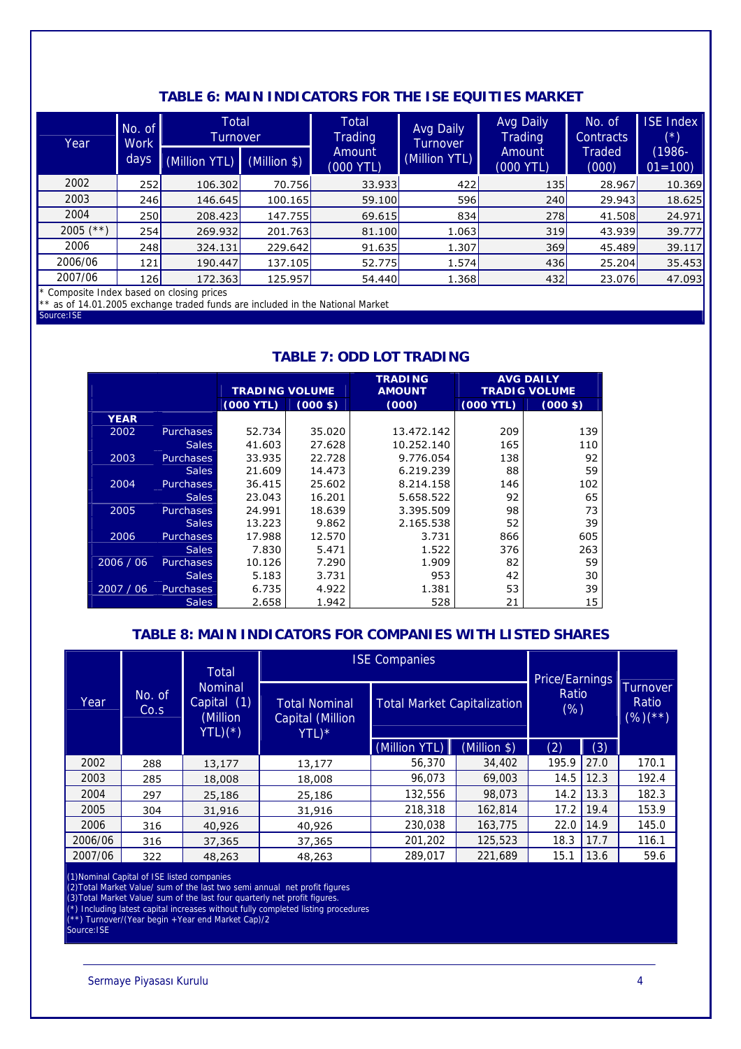## TABLE 6: MAIN INDICATORS FOR THE ISE EQUITIES MARKET

| Year | No. of Work days | Total Turnover | | Total Trading Amount (000 YTL) | Avg Daily Turnover (Million YTL) | Avg Daily Trading Amount (000 YTL) | No. of Contracts Traded (000) | ISE Index (*) (1986-01=100) |
|---|---|---|---|---|---|---|---|---|
| | | (Million YTL) | (Million $) | | | | | |
| 2002 | 252 | 106.302 | 70.756 | 33.933 | 422 | 135 | 28.967 | 10.369 |
| 2003 | 246 | 146.645 | 100.165 | 59.100 | 596 | 240 | 29.943 | 18.625 |
| 2004 | 250 | 208.423 | 147.755 | 69.615 | 834 | 278 | 41.508 | 24.971 |
| 2005 (**) | 254 | 269.932 | 201.763 | 81.100 | 1.063 | 319 | 43.939 | 39.777 |
| 2006 | 248 | 324.131 | 229.642 | 91.635 | 1.307 | 369 | 45.489 | 39.117 |
| 2006/06 | 121 | 190.447 | 137.105 | 52.775 | 1.574 | 436 | 25.204 | 35.453 |
| 2007/06 | 126 | 172.363 | 125.957 | 54.440 | 1.368 | 432 | 23.076 | 47.093 |

* Composite Index based on closing prices
** as of 14.01.2005 exchange traded funds are included in the National Market
Source:ISE

## TABLE 7: ODD LOT TRADING

| | | TRADING VOLUME | | TRADING AMOUNT | AVG DAILY TRADIG VOLUME | |
|---|---|---|---|---|---|---|
| | | (000 YTL) | (000 $) | (000) | (000 YTL) | (000 $) |
| YEAR | | | | | | |
| 2002 | Purchases | 52.734 | 35.020 | 13.472.142 | 209 | 139 |
| | Sales | 41.603 | 27.628 | 10.252.140 | 165 | 110 |
| 2003 | Purchases | 33.935 | 22.728 | 9.776.054 | 138 | 92 |
| | Sales | 21.609 | 14.473 | 6.219.239 | 88 | 59 |
| 2004 | Purchases | 36.415 | 25.602 | 8.214.158 | 146 | 102 |
| | Sales | 23.043 | 16.201 | 5.658.522 | 92 | 65 |
| 2005 | Purchases | 24.991 | 18.639 | 3.395.509 | 98 | 73 |
| | Sales | 13.223 | 9.862 | 2.165.538 | 52 | 39 |
| 2006 | Purchases | 17.988 | 12.570 | 3.731 | 866 | 605 |
| | Sales | 7.830 | 5.471 | 1.522 | 376 | 263 |
| 2006 / 06 | Purchases | 10.126 | 7.290 | 1.909 | 82 | 59 |
| | Sales | 5.183 | 3.731 | 953 | 42 | 30 |
| 2007 / 06 | Purchases | 6.735 | 4.922 | 1.381 | 53 | 39 |
| | Sales | 2.658 | 1.942 | 528 | 21 | 15 |

## TABLE 8: MAIN INDICATORS FOR COMPANIES WITH LISTED SHARES

| Year | No. of Co.s | Total Nominal Capital (1) (Million YTL)(*) | ISE Companies | | | Price/Earnings Ratio (%) | | Turnover Ratio (%)(**) |
|---|---|---|---|---|---|---|---|---|
| | | | Total Nominal Capital (Million YTL)* | Total Market Capitalization | | | | |
| | | | | (Million YTL) | (Million $) | (2) | (3) | |
| 2002 | 288 | 13,177 | 13,177 | 56,370 | 34,402 | 195.9 | 27.0 | 170.1 |
| 2003 | 285 | 18,008 | 18,008 | 96,073 | 69,003 | 14.5 | 12.3 | 192.4 |
| 2004 | 297 | 25,186 | 25,186 | 132,556 | 98,073 | 14.2 | 13.3 | 182.3 |
| 2005 | 304 | 31,916 | 31,916 | 218,318 | 162,814 | 17.2 | 19.4 | 153.9 |
| 2006 | 316 | 40,926 | 40,926 | 230,038 | 163,775 | 22.0 | 14.9 | 145.0 |
| 2006/06 | 316 | 37,365 | 37,365 | 201,202 | 125,523 | 18.3 | 17.7 | 116.1 |
| 2007/06 | 322 | 48,263 | 48,263 | 289,017 | 221,689 | 15.1 | 13.6 | 59.6 |

(1)Nominal Capital of ISE listed companies
(2)Total Market Value/ sum of the last two semi annual net profit figures
(3)Total Market Value/ sum of the last four quarterly net profit figures.
(*) Including latest capital increases without fully completed listing procedures
(**) Turnover/(Year begin +Year end Market Cap)/2
Source:ISE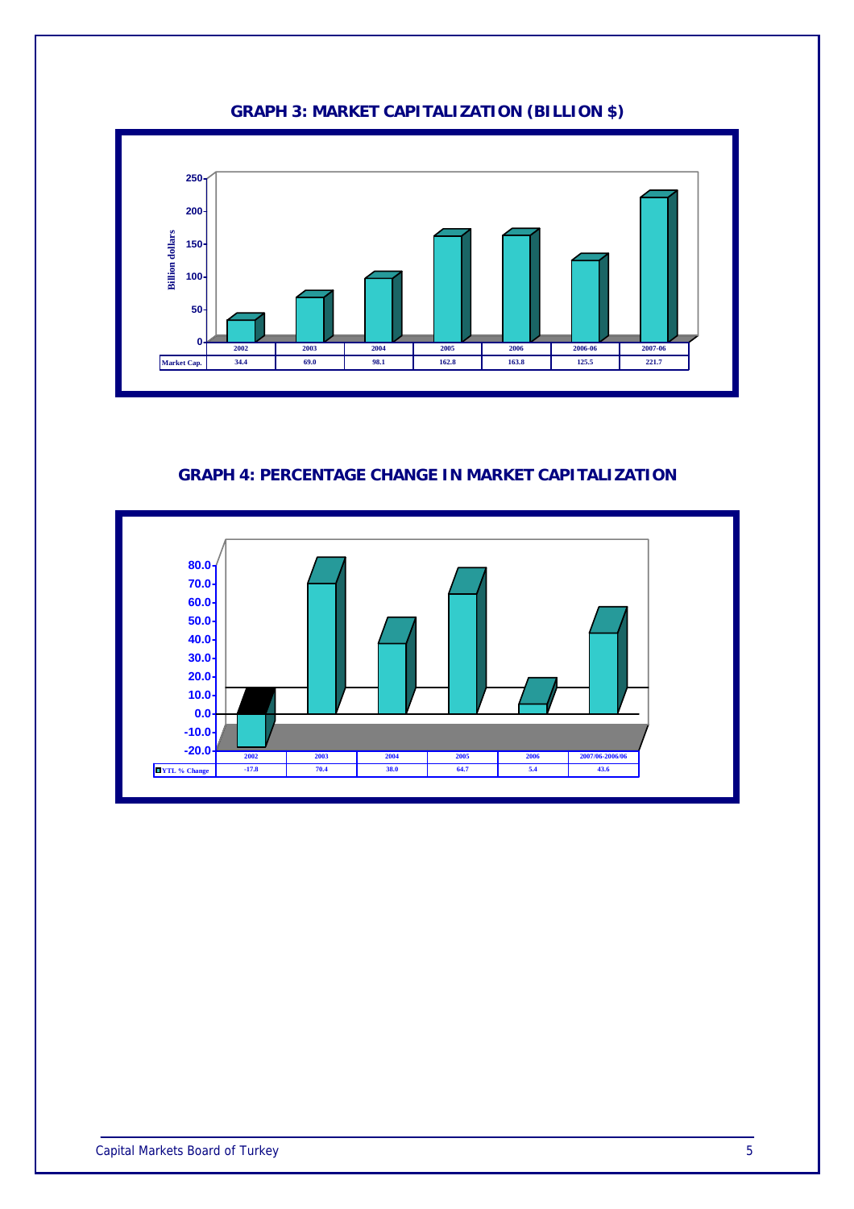## GRAPH 3: MARKET CAPITALIZATION (BILLION $)

| | 2002 | 2003 | 2004 | 2005 | 2006 | 2006-06 | 2007-06 |
|---|---|---|---|---|---|---|---|
| Market Cap. | 34.4 | 69.0 | 98.1 | 162.8 | 163.8 | 125.5 | 221.7 |

## GRAPH 4: PERCENTAGE CHANGE IN MARKET CAPITALIZATION

| | 2002 | 2003 | 2004 | 2005 | 2006 | 2007/06-2006/06 |
|---|---|---|---|---|---|---|
| YTL % Change | -17.8 | 70.4 | 38.0 | 64.7 | 5.4 | 43.6 |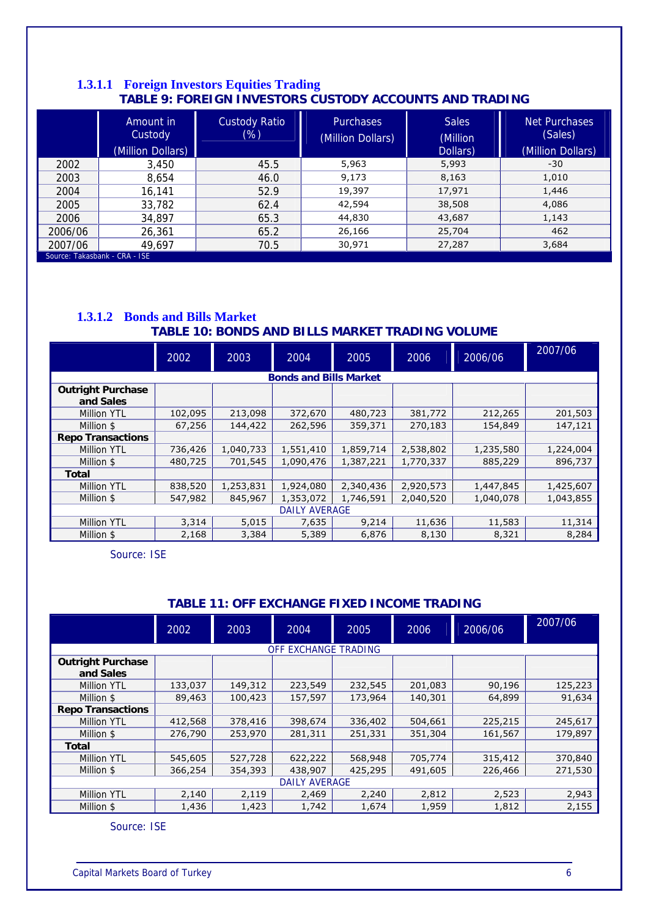### 1.3.1.1 Foreign Investors Equities Trading

**TABLE 9: FOREIGN INVESTORS CUSTODY ACCOUNTS AND TRADING**

| | Amount in Custody (Million Dollars) | Custody Ratio (%) | Purchases (Million Dollars) | Sales (Million Dollars) | Net Purchases (Sales) (Million Dollars) |
|---|---|---|---|---|---|
| 2002 | 3,450 | 45.5 | 5,963 | 5,993 | -30 |
| 2003 | 8,654 | 46.0 | 9,173 | 8,163 | 1,010 |
| 2004 | 16,141 | 52.9 | 19,397 | 17,971 | 1,446 |
| 2005 | 33,782 | 62.4 | 42,594 | 38,508 | 4,086 |
| 2006 | 34,897 | 65.3 | 44,830 | 43,687 | 1,143 |
| 2006/06 | 26,361 | 65.2 | 26,166 | 25,704 | 462 |
| 2007/06 | 49,697 | 70.5 | 30,971 | 27,287 | 3,684 |

Source: Takasbank - CRA - ISE

### 1.3.1.2 Bonds and Bills Market

**TABLE 10: BONDS AND BILLS MARKET TRADING VOLUME**

| | 2002 | 2003 | 2004 | 2005 | 2006 | 2006/06 | 2007/06 |
|---|---|---|---|---|---|---|---|
| | | | | **Bonds and Bills Market** | | | |
| **Outright Purchase and Sales** | | | | | | | |
| Million YTL | 102,095 | 213,098 | 372,670 | 480,723 | 381,772 | 212,265 | 201,503 |
| Million $ | 67,256 | 144,422 | 262,596 | 359,371 | 270,183 | 154,849 | 147,121 |
| **Repo Transactions** | | | | | | | |
| Million YTL | 736,426 | 1,040,733 | 1,551,410 | 1,859,714 | 2,538,802 | 1,235,580 | 1,224,004 |
| Million $ | 480,725 | 701,545 | 1,090,476 | 1,387,221 | 1,770,337 | 885,229 | 896,737 |
| **Total** | | | | | | | |
| Million YTL | 838,520 | 1,253,831 | 1,924,080 | 2,340,436 | 2,920,573 | 1,447,845 | 1,425,607 |
| Million $ | 547,982 | 845,967 | 1,353,072 | 1,746,591 | 2,040,520 | 1,040,078 | 1,043,855 |
| | | | | DAILY AVERAGE | | | |
| Million YTL | 3,314 | 5,015 | 7,635 | 9,214 | 11,636 | 11,583 | 11,314 |
| Million $ | 2,168 | 3,384 | 5,389 | 6,876 | 8,130 | 8,321 | 8,284 |

Source: ISE

**TABLE 11: OFF EXCHANGE FIXED INCOME TRADING**

| | 2002 | 2003 | 2004 | 2005 | 2006 | 2006/06 | 2007/06 |
|---|---|---|---|---|---|---|---|
| | | | | OFF EXCHANGE TRADING | | | |
| **Outright Purchase and Sales** | | | | | | | |
| Million YTL | 133,037 | 149,312 | 223,549 | 232,545 | 201,083 | 90,196 | 125,223 |
| Million $ | 89,463 | 100,423 | 157,597 | 173,964 | 140,301 | 64,899 | 91,634 |
| **Repo Transactions** | | | | | | | |
| Million YTL | 412,568 | 378,416 | 398,674 | 336,402 | 504,661 | 225,215 | 245,617 |
| Million $ | 276,790 | 253,970 | 281,311 | 251,331 | 351,304 | 161,567 | 179,897 |
| **Total** | | | | | | | |
| Million YTL | 545,605 | 527,728 | 622,222 | 568,948 | 705,774 | 315,412 | 370,840 |
| Million $ | 366,254 | 354,393 | 438,907 | 425,295 | 491,605 | 226,466 | 271,530 |
| | | | | DAILY AVERAGE | | | |
| Million YTL | 2,140 | 2,119 | 2,469 | 2,240 | 2,812 | 2,523 | 2,943 |
| Million $ | 1,436 | 1,423 | 1,742 | 1,674 | 1,959 | 1,812 | 2,155 |

Source: ISE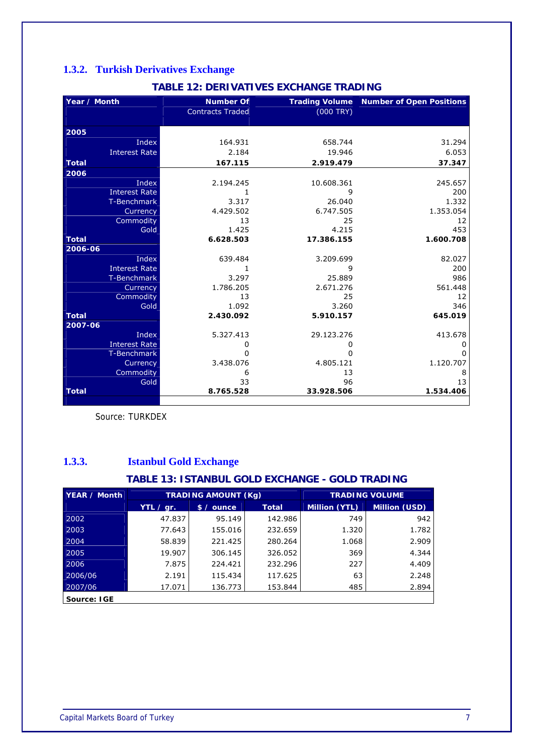### 1.3.2. Turkish Derivatives Exchange

**TABLE 12: DERIVATIVES EXCHANGE TRADING**

| Year / Month | Number Of Contracts Traded | Trading Volume (000 TRY) | Number of Open Positions |
|---|---|---|---|
| **2005** | | | |
| Index | 164.931 | 658.744 | 31.294 |
| Interest Rate | 2.184 | 19.946 | 6.053 |
| **Total** | **167.115** | **2.919.479** | **37.347** |
| **2006** | | | |
| Index | 2.194.245 | 10.608.361 | 245.657 |
| Interest Rate | 1 | 9 | 200 |
| T-Benchmark | 3.317 | 26.040 | 1.332 |
| Currency | 4.429.502 | 6.747.505 | 1.353.054 |
| Commodity | 13 | 25 | 12 |
| Gold | 1.425 | 4.215 | 453 |
| **Total** | **6.628.503** | **17.386.155** | **1.600.708** |
| **2006-06** | | | |
| Index | 639.484 | 3.209.699 | 82.027 |
| Interest Rate | 1 | 9 | 200 |
| T-Benchmark | 3.297 | 25.889 | 986 |
| Currency | 1.786.205 | 2.671.276 | 561.448 |
| Commodity | 13 | 25 | 12 |
| Gold | 1.092 | 3.260 | 346 |
| **Total** | **2.430.092** | **5.910.157** | **645.019** |
| **2007-06** | | | |
| Index | 5.327.413 | 29.123.276 | 413.678 |
| Interest Rate | 0 | 0 | 0 |
| T-Benchmark | 0 | 0 | 0 |
| Currency | 3.438.076 | 4.805.121 | 1.120.707 |
| Commodity | 6 | 13 | 8 |
| Gold | 33 | 96 | 13 |
| **Total** | **8.765.528** | **33.928.506** | **1.534.406** |

Source: TURKDEX

### 1.3.3. Istanbul Gold Exchange

**TABLE 13: ISTANBUL GOLD EXCHANGE - GOLD TRADING**

| YEAR / Month | TRADING AMOUNT (Kg) | | | TRADING VOLUME | |
|---|---|---|---|---|---|
| | YTL / gr. | $ / ounce | Total | Million (YTL) | Million (USD) |
| 2002 | 47.837 | 95.149 | 142.986 | 749 | 942 |
| 2003 | 77.643 | 155.016 | 232.659 | 1.320 | 1.782 |
| 2004 | 58.839 | 221.425 | 280.264 | 1.068 | 2.909 |
| 2005 | 19.907 | 306.145 | 326.052 | 369 | 4.344 |
| 2006 | 7.875 | 224.421 | 232.296 | 227 | 4.409 |
| 2006/06 | 2.191 | 115.434 | 117.625 | 63 | 2.248 |
| 2007/06 | 17.071 | 136.773 | 153.844 | 485 | 2.894 |

**Source: IGE**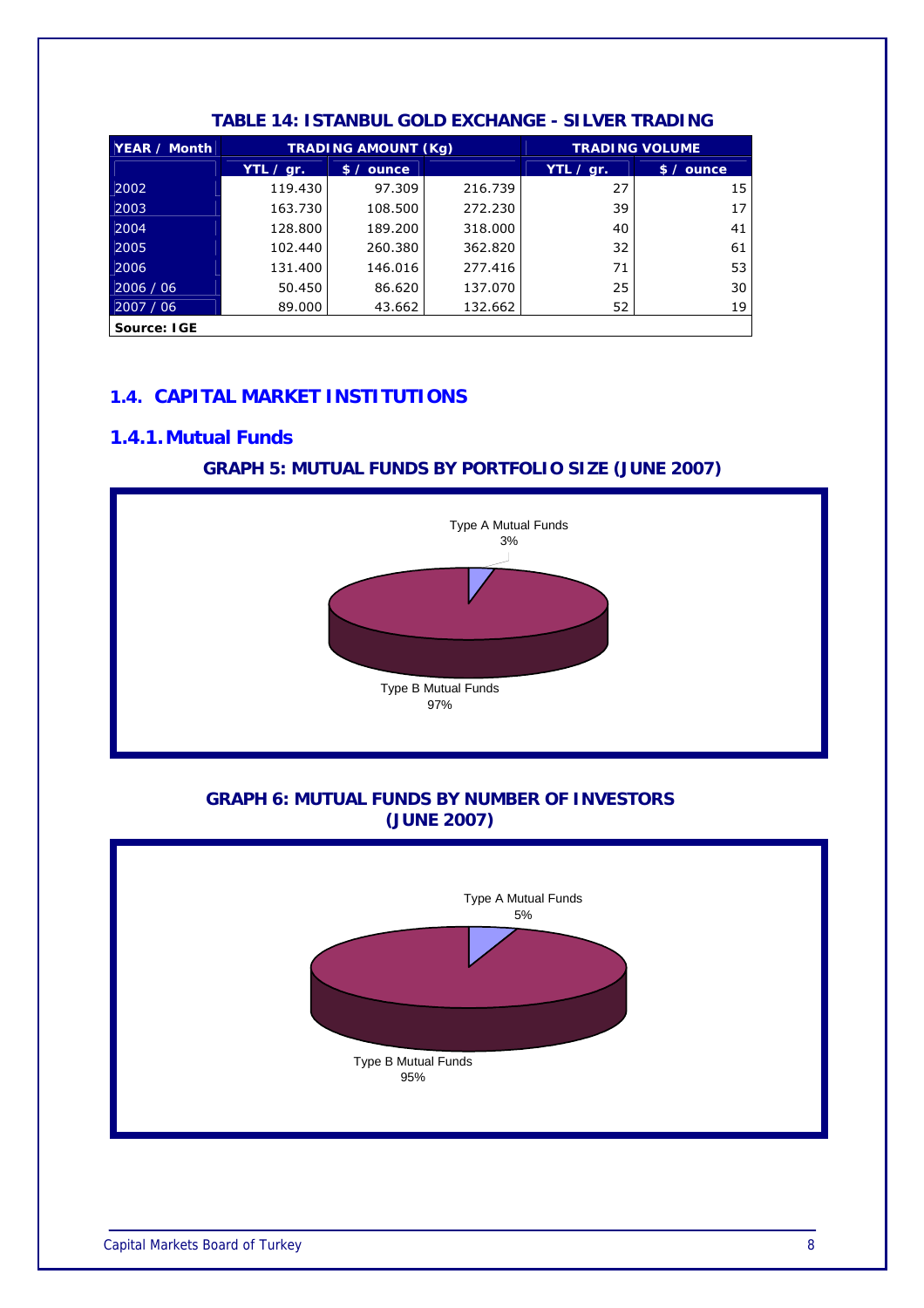**TABLE 14: ISTANBUL GOLD EXCHANGE - SILVER TRADING**

| YEAR / Month | TRADING AMOUNT (Kg) | | | TRADING VOLUME | |
|---|---|---|---|---|---|
| | YTL / gr. | $ / ounce | | YTL / gr. | $ / ounce |
| 2002 | 119.430 | 97.309 | 216.739 | 27 | 15 |
| 2003 | 163.730 | 108.500 | 272.230 | 39 | 17 |
| 2004 | 128.800 | 189.200 | 318.000 | 40 | 41 |
| 2005 | 102.440 | 260.380 | 362.820 | 32 | 61 |
| 2006 | 131.400 | 146.016 | 277.416 | 71 | 53 |
| 2006 / 06 | 50.450 | 86.620 | 137.070 | 25 | 30 |
| 2007 / 06 | 89.000 | 43.662 | 132.662 | 52 | 19 |

**Source: IGE**

## 1.4. CAPITAL MARKET INSTITUTIONS

### 1.4.1. Mutual Funds

**GRAPH 5: MUTUAL FUNDS BY PORTFOLIO SIZE (JUNE 2007)**

Type A Mutual Funds 3%

Type B Mutual Funds 97%

**GRAPH 6: MUTUAL FUNDS BY NUMBER OF INVESTORS (JUNE 2007)**

Type A Mutual Funds 5%

Type B Mutual Funds 95%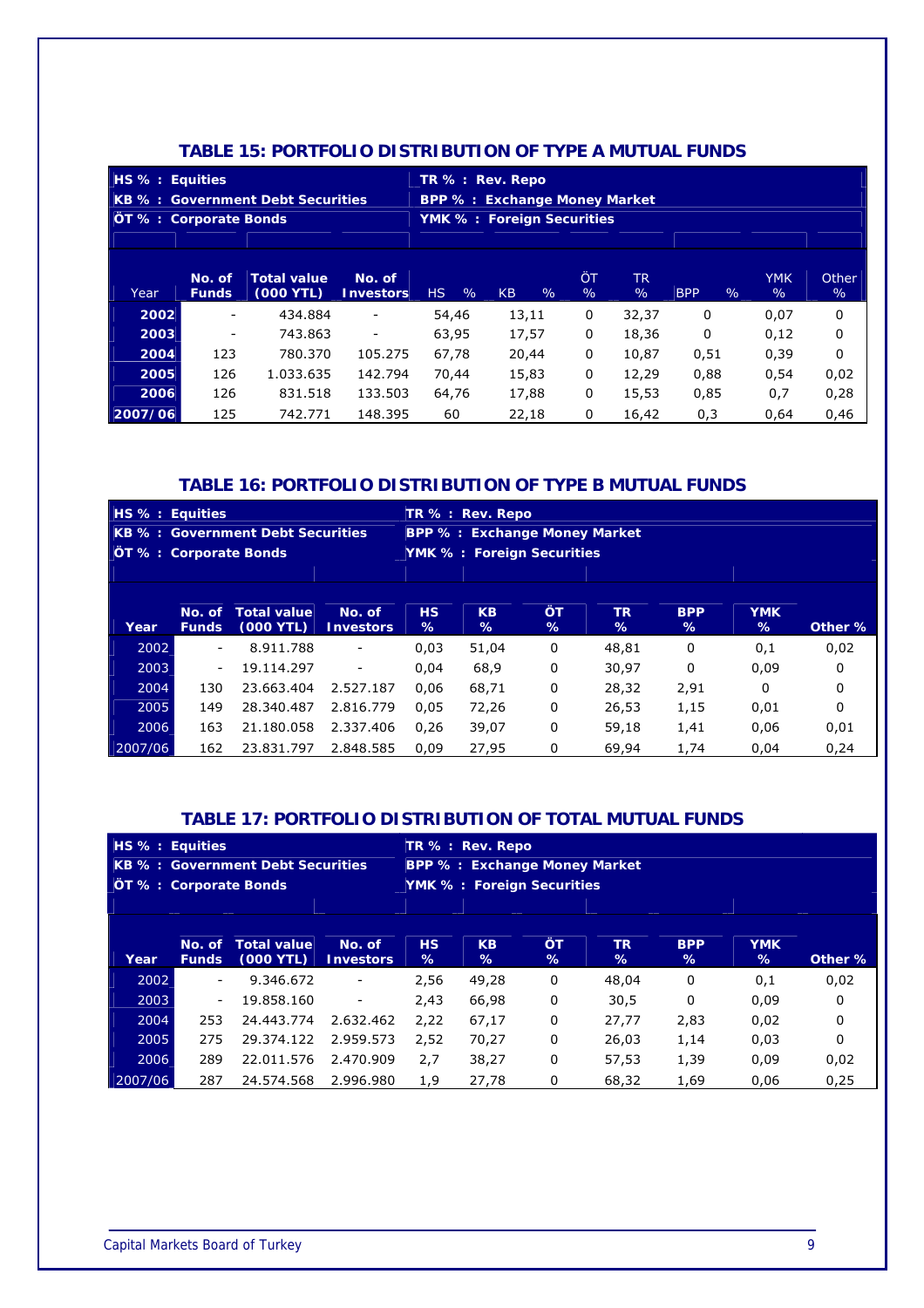## TABLE 15: PORTFOLIO DISTRIBUTION OF TYPE A MUTUAL FUNDS

HS % : Equities
KB % : Government Debt Securities
ÖT % : Corporate Bonds
TR % : Rev. Repo
BPP % : Exchange Money Market
YMK % : Foreign Securities

| Year | No. of Funds | Total value (000 YTL) | No. of Investors | HS % | KB % | ÖT % | TR % | BPP % | YMK % | Other % |
|---|---|---|---|---|---|---|---|---|---|---|
| 2002 | - | 434.884 | - | 54,46 | 13,11 | 0 | 32,37 | 0 | 0,07 | 0 |
| 2003 | - | 743.863 | - | 63,95 | 17,57 | 0 | 18,36 | 0 | 0,12 | 0 |
| 2004 | 123 | 780.370 | 105.275 | 67,78 | 20,44 | 0 | 10,87 | 0,51 | 0,39 | 0 |
| 2005 | 126 | 1.033.635 | 142.794 | 70,44 | 15,83 | 0 | 12,29 | 0,88 | 0,54 | 0,02 |
| 2006 | 126 | 831.518 | 133.503 | 64,76 | 17,88 | 0 | 15,53 | 0,85 | 0,7 | 0,28 |
| 2007/06 | 125 | 742.771 | 148.395 | 60 | 22,18 | 0 | 16,42 | 0,3 | 0,64 | 0,46 |

## TABLE 16: PORTFOLIO DISTRIBUTION OF TYPE B MUTUAL FUNDS

HS % : Equities
KB % : Government Debt Securities
ÖT % : Corporate Bonds
TR % : Rev. Repo
BPP % : Exchange Money Market
YMK % : Foreign Securities

| Year | No. of Funds | Total value (000 YTL) | No. of Investors | HS % | KB % | ÖT % | TR % | BPP % | YMK % | Other % |
|---|---|---|---|---|---|---|---|---|---|---|
| 2002 | - | 8.911.788 | - | 0,03 | 51,04 | 0 | 48,81 | 0 | 0,1 | 0,02 |
| 2003 | - | 19.114.297 | - | 0,04 | 68,9 | 0 | 30,97 | 0 | 0,09 | 0 |
| 2004 | 130 | 23.663.404 | 2.527.187 | 0,06 | 68,71 | 0 | 28,32 | 2,91 | 0 | 0 |
| 2005 | 149 | 28.340.487 | 2.816.779 | 0,05 | 72,26 | 0 | 26,53 | 1,15 | 0,01 | 0 |
| 2006 | 163 | 21.180.058 | 2.337.406 | 0,26 | 39,07 | 0 | 59,18 | 1,41 | 0,06 | 0,01 |
| 2007/06 | 162 | 23.831.797 | 2.848.585 | 0,09 | 27,95 | 0 | 69,94 | 1,74 | 0,04 | 0,24 |

## TABLE 17: PORTFOLIO DISTRIBUTION OF TOTAL MUTUAL FUNDS

HS % : Equities
KB % : Government Debt Securities
ÖT % : Corporate Bonds
TR % : Rev. Repo
BPP % : Exchange Money Market
YMK % : Foreign Securities

| Year | No. of Funds | Total value (000 YTL) | No. of Investors | HS % | KB % | ÖT % | TR % | BPP % | YMK % | Other % |
|---|---|---|---|---|---|---|---|---|---|---|
| 2002 | - | 9.346.672 | - | 2,56 | 49,28 | 0 | 48,04 | 0 | 0,1 | 0,02 |
| 2003 | - | 19.858.160 | - | 2,43 | 66,98 | 0 | 30,5 | 0 | 0,09 | 0 |
| 2004 | 253 | 24.443.774 | 2.632.462 | 2,22 | 67,17 | 0 | 27,77 | 2,83 | 0,02 | 0 |
| 2005 | 275 | 29.374.122 | 2.959.573 | 2,52 | 70,27 | 0 | 26,03 | 1,14 | 0,03 | 0 |
| 2006 | 289 | 22.011.576 | 2.470.909 | 2,7 | 38,27 | 0 | 57,53 | 1,39 | 0,09 | 0,02 |
| 2007/06 | 287 | 24.574.568 | 2.996.980 | 1,9 | 27,78 | 0 | 68,32 | 1,69 | 0,06 | 0,25 |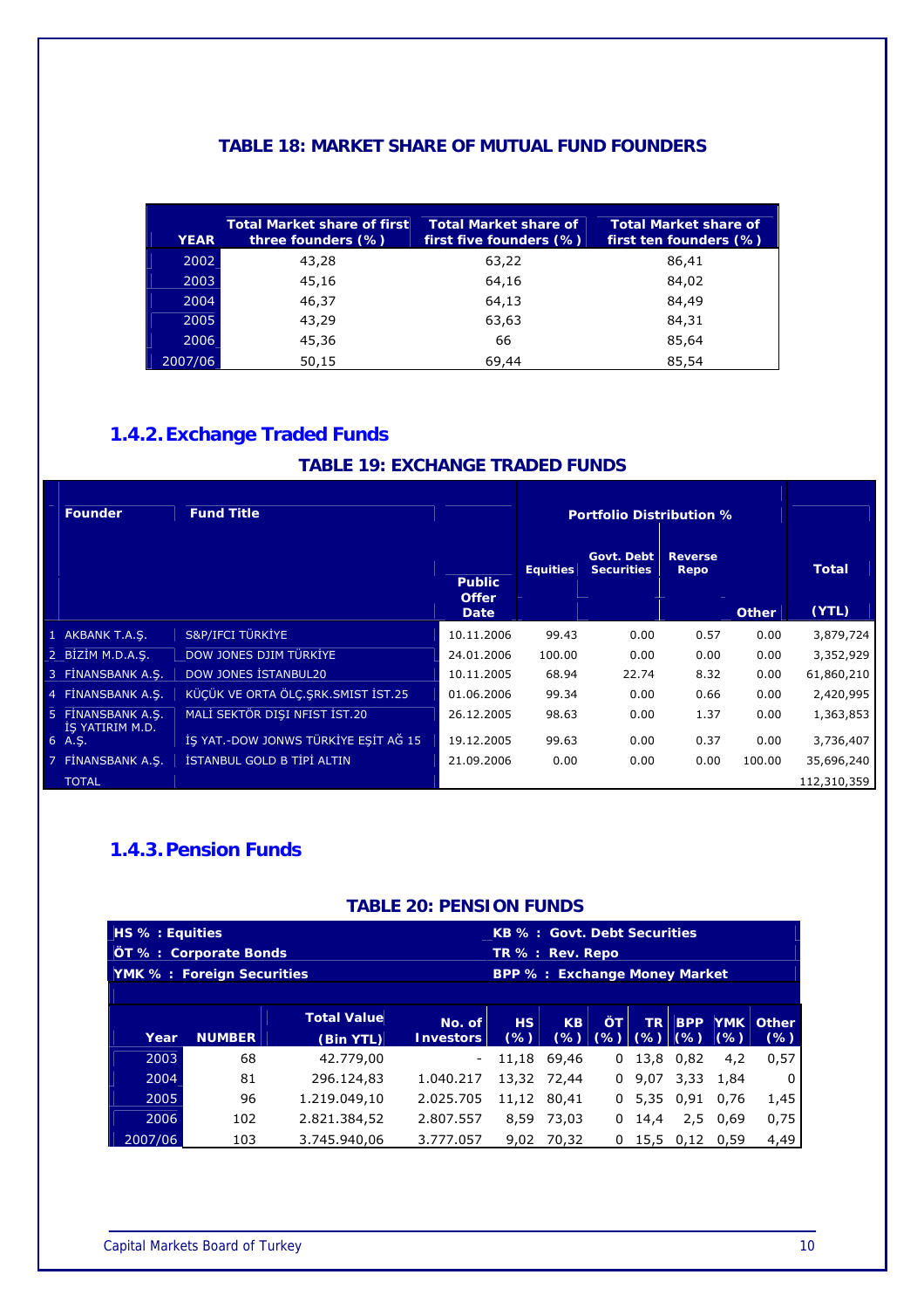**TABLE 18: MARKET SHARE OF MUTUAL FUND FOUNDERS**

| YEAR | Total Market share of first three founders (%) | Total Market share of first five founders (%) | Total Market share of first ten founders (%) |
|---|---|---|---|
| 2002 | 43,28 | 63,22 | 86,41 |
| 2003 | 45,16 | 64,16 | 84,02 |
| 2004 | 46,37 | 64,13 | 84,49 |
| 2005 | 43,29 | 63,63 | 84,31 |
| 2006 | 45,36 | 66 | 85,64 |
| 2007/06 | 50,15 | 69,44 | 85,54 |

## 1.4.2. Exchange Traded Funds

**TABLE 19: EXCHANGE TRADED FUNDS**

| | Founder | Fund Title | Public Offer Date | Portfolio Distribution % | | | | Total |
|---|---|---|---|---|---|---|---|---|
| | | | | Equities | Govt. Debt Securities | Reverse Repo | Other | (YTL) |
| 1 | AKBANK T.A.Ş. | S&P/IFCI TÜRKİYE | 10.11.2006 | 99.43 | 0.00 | 0.57 | 0.00 | 3,879,724 |
| 2 | BİZİM M.D.A.Ş. | DOW JONES DJIM TÜRKİYE | 24.01.2006 | 100.00 | 0.00 | 0.00 | 0.00 | 3,352,929 |
| 3 | FİNANSBANK A.Ş. | DOW JONES İSTANBUL20 | 10.11.2005 | 68.94 | 22.74 | 8.32 | 0.00 | 61,860,210 |
| 4 | FİNANSBANK A.Ş. | KÜÇÜK VE ORTA ÖLÇ.ŞRK.SMIST İST.25 | 01.06.2006 | 99.34 | 0.00 | 0.66 | 0.00 | 2,420,995 |
| 5 | FİNANSBANK A.Ş. | MALİ SEKTÖR DIŞI NFIST İST.20 | 26.12.2005 | 98.63 | 0.00 | 1.37 | 0.00 | 1,363,853 |
| 6 | İŞ YATIRIM M.D. A.Ş. | İŞ YAT.-DOW JONWS TÜRKİYE EŞİT AĞ 15 | 19.12.2005 | 99.63 | 0.00 | 0.37 | 0.00 | 3,736,407 |
| 7 | FİNANSBANK A.Ş. | İSTANBUL GOLD B TİPİ ALTIN | 21.09.2006 | 0.00 | 0.00 | 0.00 | 100.00 | 35,696,240 |
| | TOTAL | | | | | | | 112,310,359 |

## 1.4.3. Pension Funds

**TABLE 20: PENSION FUNDS**

HS % : Equities — KB % : Govt. Debt Securities
ÖT % : Corporate Bonds — TR % : Rev. Repo
YMK % : Foreign Securities — BPP % : Exchange Money Market

| Year | NUMBER | Total Value (Bin YTL) | No. of Investors | HS (%) | KB (%) | ÖT (%) | TR (%) | BPP (%) | YMK (%) | Other (%) |
|---|---|---|---|---|---|---|---|---|---|---|
| 2003 | 68 | 42.779,00 | - | 11,18 | 69,46 | 0 | 13,8 | 0,82 | 4,2 | 0,57 |
| 2004 | 81 | 296.124,83 | 1.040.217 | 13,32 | 72,44 | 0 | 9,07 | 3,33 | 1,84 | 0 |
| 2005 | 96 | 1.219.049,10 | 2.025.705 | 11,12 | 80,41 | 0 | 5,35 | 0,91 | 0,76 | 1,45 |
| 2006 | 102 | 2.821.384,52 | 2.807.557 | 8,59 | 73,03 | 0 | 14,4 | 2,5 | 0,69 | 0,75 |
| 2007/06 | 103 | 3.745.940,06 | 3.777.057 | 9,02 | 70,32 | 0 | 15,5 | 0,12 | 0,59 | 4,49 |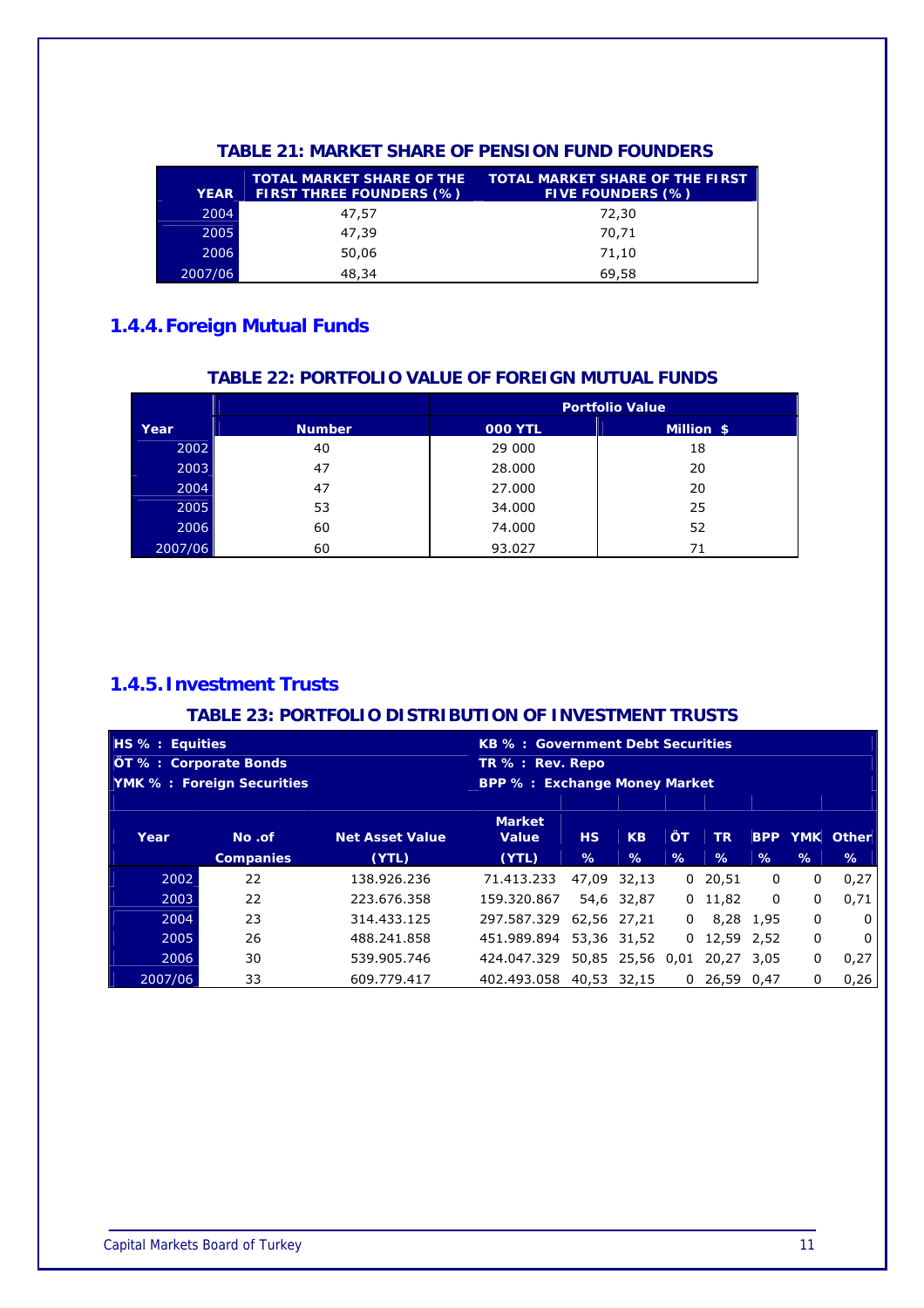**TABLE 21: MARKET SHARE OF PENSION FUND FOUNDERS**

| YEAR | TOTAL MARKET SHARE OF THE FIRST THREE FOUNDERS (%) | TOTAL MARKET SHARE OF THE FIRST FIVE FOUNDERS (%) |
|---|---|---|
| 2004 | 47,57 | 72,30 |
| 2005 | 47,39 | 70,71 |
| 2006 | 50,06 | 71,10 |
| 2007/06 | 48,34 | 69,58 |

## 1.4.4. Foreign Mutual Funds

**TABLE 22: PORTFOLIO VALUE OF FOREIGN MUTUAL FUNDS**

| | | Portfolio Value | |
|---|---|---|---|
| Year | Number | 000 YTL | Million $ |
| 2002 | 40 | 29 000 | 18 |
| 2003 | 47 | 28.000 | 20 |
| 2004 | 47 | 27.000 | 20 |
| 2005 | 53 | 34.000 | 25 |
| 2006 | 60 | 74.000 | 52 |
| 2007/06 | 60 | 93.027 | 71 |

## 1.4.5. Investment Trusts

**TABLE 23: PORTFOLIO DISTRIBUTION OF INVESTMENT TRUSTS**

HS % : Equities
ÖT % : Corporate Bonds
YMK % : Foreign Securities
KB % : Government Debt Securities
TR % : Rev. Repo
BPP % : Exchange Money Market

| Year | No .of Companies | Net Asset Value (YTL) | Market Value (YTL) | HS % | KB % | ÖT % | TR % | BPP % | YMK % | Other % |
|---|---|---|---|---|---|---|---|---|---|---|
| 2002 | 22 | 138.926.236 | 71.413.233 | 47,09 | 32,13 | 0 | 20,51 | 0 | 0 | 0,27 |
| 2003 | 22 | 223.676.358 | 159.320.867 | 54,6 | 32,87 | 0 | 11,82 | 0 | 0 | 0,71 |
| 2004 | 23 | 314.433.125 | 297.587.329 | 62,56 | 27,21 | 0 | 8,28 | 1,95 | 0 | 0 |
| 2005 | 26 | 488.241.858 | 451.989.894 | 53,36 | 31,52 | 0 | 12,59 | 2,52 | 0 | 0 |
| 2006 | 30 | 539.905.746 | 424.047.329 | 50,85 | 25,56 | 0,01 | 20,27 | 3,05 | 0 | 0,27 |
| 2007/06 | 33 | 609.779.417 | 402.493.058 | 40,53 | 32,15 | 0 | 26,59 | 0,47 | 0 | 0,26 |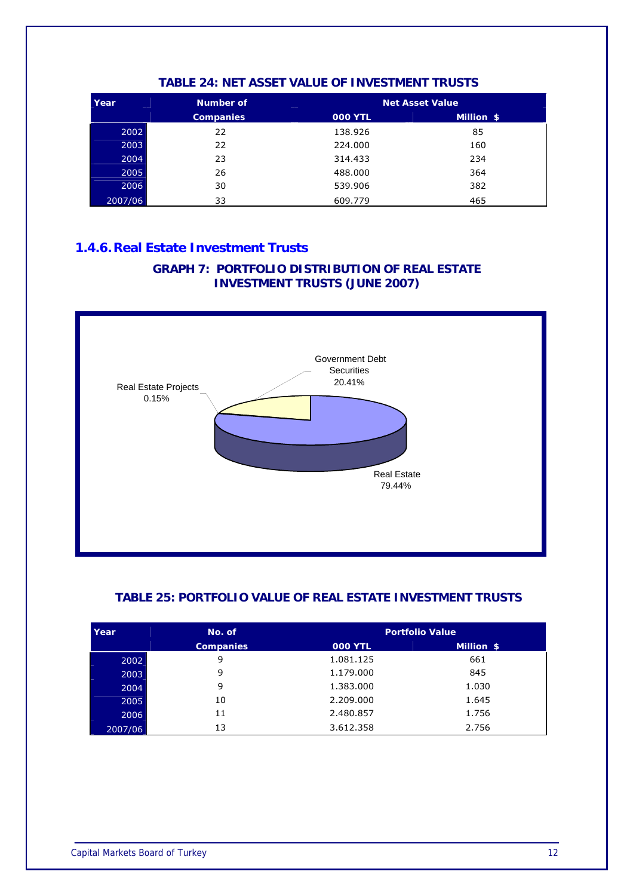**TABLE 24: NET ASSET VALUE OF INVESTMENT TRUSTS**

| Year | Number of Companies | Net Asset Value | |
|---|---|---|---|
| | | 000 YTL | Million $ |
| 2002 | 22 | 138.926 | 85 |
| 2003 | 22 | 224.000 | 160 |
| 2004 | 23 | 314.433 | 234 |
| 2005 | 26 | 488.000 | 364 |
| 2006 | 30 | 539.906 | 382 |
| 2007/06 | 33 | 609.779 | 465 |

## 1.4.6. Real Estate Investment Trusts

**GRAPH 7: PORTFOLIO DISTRIBUTION OF REAL ESTATE INVESTMENT TRUSTS (JUNE 2007)**

Government Debt Securities 20.41%

Real Estate Projects 0.15%

Real Estate 79.44%

**TABLE 25: PORTFOLIO VALUE OF REAL ESTATE INVESTMENT TRUSTS**

| Year | No. of Companies | Portfolio Value | |
|---|---|---|---|
| | | 000 YTL | Million $ |
| 2002 | 9 | 1.081.125 | 661 |
| 2003 | 9 | 1.179.000 | 845 |
| 2004 | 9 | 1.383.000 | 1.030 |
| 2005 | 10 | 2.209.000 | 1.645 |
| 2006 | 11 | 2.480.857 | 1.756 |
| 2007/06 | 13 | 3.612.358 | 2.756 |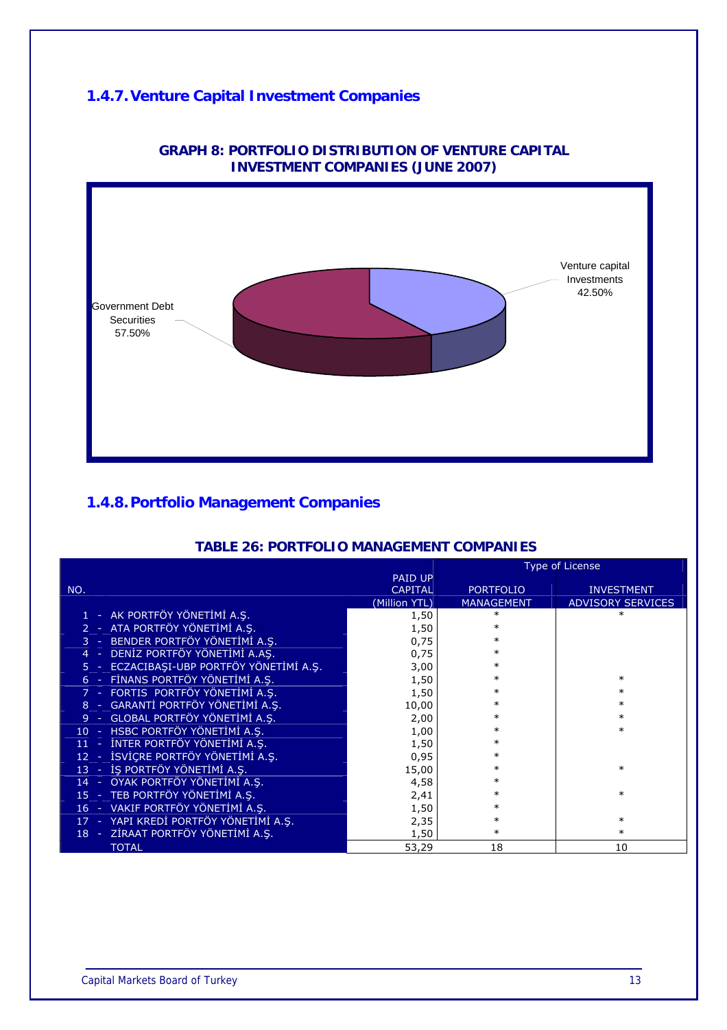## 1.4.7. Venture Capital Investment Companies

**GRAPH 8: PORTFOLIO DISTRIBUTION OF VENTURE CAPITAL INVESTMENT COMPANIES (JUNE 2007)**

Venture capital Investments 42.50%

Government Debt Securities 57.50%

## 1.4.8. Portfolio Management Companies

**TABLE 26: PORTFOLIO MANAGEMENT COMPANIES**

| NO. | | PAID UP CAPITAL (Million YTL) | Type of License | |
|---|---|---|---|---|
| | | | PORTFOLIO MANAGEMENT | INVESTMENT ADVISORY SERVICES |
| 1 | AK PORTFÖY YÖNETİMİ A.Ş. | 1,50 | * | * |
| 2 | ATA PORTFÖY YÖNETİMİ A.Ş. | 1,50 | * | |
| 3 | BENDER PORTFÖY YÖNETİMİ A.Ş. | 0,75 | * | |
| 4 | DENİZ PORTFÖY YÖNETİMİ A.AŞ. | 0,75 | * | |
| 5 | ECZACIBAŞI-UBP PORTFÖY YÖNETİMİ A.Ş. | 3,00 | * | |
| 6 | FİNANS PORTFÖY YÖNETİMİ A.Ş. | 1,50 | * | * |
| 7 | FORTIS PORTFÖY YÖNETİMİ A.Ş. | 1,50 | * | * |
| 8 | GARANTİ PORTFÖY YÖNETİMİ A.Ş. | 10,00 | * | * |
| 9 | GLOBAL PORTFÖY YÖNETİMİ A.Ş. | 2,00 | * | * |
| 10 | HSBC PORTFÖY YÖNETİMİ A.Ş. | 1,00 | * | * |
| 11 | İNTER PORTFÖY YÖNETİMİ A.Ş. | 1,50 | * | |
| 12 | İSVİÇRE PORTFÖY YÖNETİMİ A.Ş. | 0,95 | * | |
| 13 | İŞ PORTFÖY YÖNETİMİ A.Ş. | 15,00 | * | * |
| 14 | OYAK PORTFÖY YÖNETİMİ A.Ş. | 4,58 | * | |
| 15 | TEB PORTFÖY YÖNETİMİ A.Ş. | 2,41 | * | * |
| 16 | VAKIF PORTFÖY YÖNETİMİ A.Ş. | 1,50 | * | |
| 17 | YAPI KREDİ PORTFÖY YÖNETİMİ A.Ş. | 2,35 | * | * |
| 18 | ZİRAAT PORTFÖY YÖNETİMİ A.Ş. | 1,50 | * | * |
| | TOTAL | 53,29 | 18 | 10 |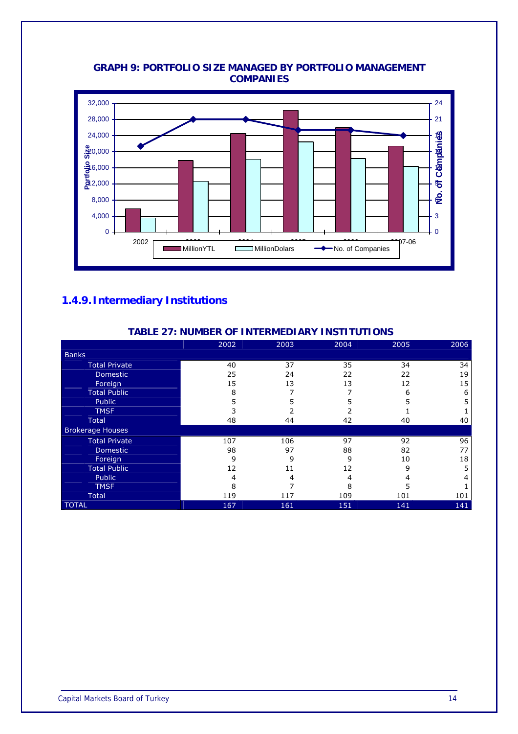**GRAPH 9: PORTFOLIO SIZE MANAGED BY PORTFOLIO MANAGEMENT COMPANIES**

## 1.4.9. Intermediary Institutions

**TABLE 27: NUMBER OF INTERMEDIARY INSTITUTIONS**

| | 2002 | 2003 | 2004 | 2005 | 2006 |
|---|---|---|---|---|---|
| **Banks** | | | | | |
| Total Private | 40 | 37 | 35 | 34 | 34 |
| Domestic | 25 | 24 | 22 | 22 | 19 |
| Foreign | 15 | 13 | 13 | 12 | 15 |
| Total Public | 8 | 7 | 7 | 6 | 6 |
| Public | 5 | 5 | 5 | 5 | 5 |
| TMSF | 3 | 2 | 2 | 1 | 1 |
| Total | 48 | 44 | 42 | 40 | 40 |
| **Brokerage Houses** | | | | | |
| Total Private | 107 | 106 | 97 | 92 | 96 |
| Domestic | 98 | 97 | 88 | 82 | 77 |
| Foreign | 9 | 9 | 9 | 10 | 18 |
| Total Public | 12 | 11 | 12 | 9 | 5 |
| Public | 4 | 4 | 4 | 4 | 4 |
| TMSF | 8 | 7 | 8 | 5 | 1 |
| Total | 119 | 117 | 109 | 101 | 101 |
| **TOTAL** | 167 | 161 | 151 | 141 | 141 |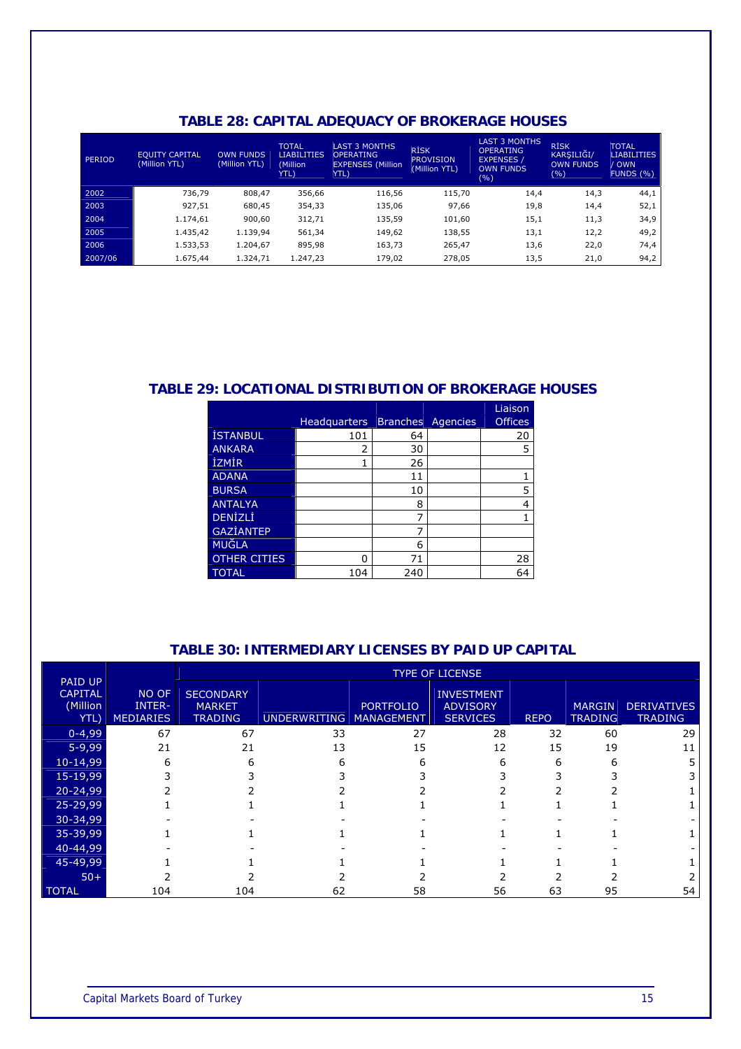## TABLE 28: CAPITAL ADEQUACY OF BROKERAGE HOUSES

| PERIOD | EQUITY CAPITAL (Million YTL) | OWN FUNDS (Million YTL) | TOTAL LIABILITIES (Million YTL) | LAST 3 MONTHS OPERATING EXPENSES (Million YTL) | RİSK PROVISION (Million YTL) | LAST 3 MONTHS OPERATING EXPENSES / OWN FUNDS (%) | RİSK KARŞILIĞI/ OWN FUNDS (%) | TOTAL LIABILITIES / OWN FUNDS (%) |
|---|---|---|---|---|---|---|---|---|
| 2002 | 736,79 | 808,47 | 356,66 | 116,56 | 115,70 | 14,4 | 14,3 | 44,1 |
| 2003 | 927,51 | 680,45 | 354,33 | 135,06 | 97,66 | 19,8 | 14,4 | 52,1 |
| 2004 | 1.174,61 | 900,60 | 312,71 | 135,59 | 101,60 | 15,1 | 11,3 | 34,9 |
| 2005 | 1.435,42 | 1.139,94 | 561,34 | 149,62 | 138,55 | 13,1 | 12,2 | 49,2 |
| 2006 | 1.533,53 | 1.204,67 | 895,98 | 163,73 | 265,47 | 13,6 | 22,0 | 74,4 |
| 2007/06 | 1.675,44 | 1.324,71 | 1.247,23 | 179,02 | 278,05 | 13,5 | 21,0 | 94,2 |

## TABLE 29: LOCATIONAL DISTRIBUTION OF BROKERAGE HOUSES

| | Headquarters | Branches | Agencies | Liaison Offices |
|---|---|---|---|---|
| İSTANBUL | 101 | 64 | | 20 |
| ANKARA | 2 | 30 | | 5 |
| İZMİR | 1 | 26 | | |
| ADANA | | 11 | | 1 |
| BURSA | | 10 | | 5 |
| ANTALYA | | 8 | | 4 |
| DENİZLİ | | 7 | | 1 |
| GAZİANTEP | | 7 | | |
| MUĞLA | | 6 | | |
| OTHER CITIES | 0 | 71 | | 28 |
| TOTAL | 104 | 240 | | 64 |

## TABLE 30: INTERMEDIARY LICENSES BY PAID UP CAPITAL

| PAID UP CAPITAL (Million YTL) | NO OF INTER-MEDIARIES | TYPE OF LICENSE | | | | | | |
|---|---|---|---|---|---|---|---|---|
| | | SECONDARY MARKET TRADING | UNDERWRITING | PORTFOLIO MANAGEMENT | INVESTMENT ADVISORY SERVICES | REPO | MARGIN TRADING | DERIVATIVES TRADING |
| 0-4,99 | 67 | 67 | 33 | 27 | 28 | 32 | 60 | 29 |
| 5-9,99 | 21 | 21 | 13 | 15 | 12 | 15 | 19 | 11 |
| 10-14,99 | 6 | 6 | 6 | 6 | 6 | 6 | 6 | 5 |
| 15-19,99 | 3 | 3 | 3 | 3 | 3 | 3 | 3 | 3 |
| 20-24,99 | 2 | 2 | 2 | 2 | 2 | 2 | 2 | 1 |
| 25-29,99 | 1 | 1 | 1 | 1 | 1 | 1 | 1 | 1 |
| 30-34,99 | - | - | - | - | - | - | - | - |
| 35-39,99 | 1 | 1 | 1 | 1 | 1 | 1 | 1 | 1 |
| 40-44,99 | - | - | - | - | - | - | - | - |
| 45-49,99 | 1 | 1 | 1 | 1 | 1 | 1 | 1 | 1 |
| 50+ | 2 | 2 | 2 | 2 | 2 | 2 | 2 | 2 |
| TOTAL | 104 | 104 | 62 | 58 | 56 | 63 | 95 | 54 |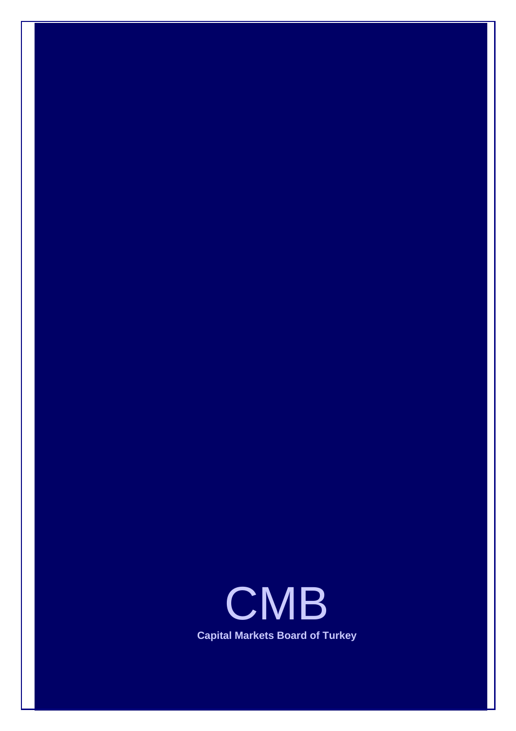CMB

**Capital Markets Board of Turkey**